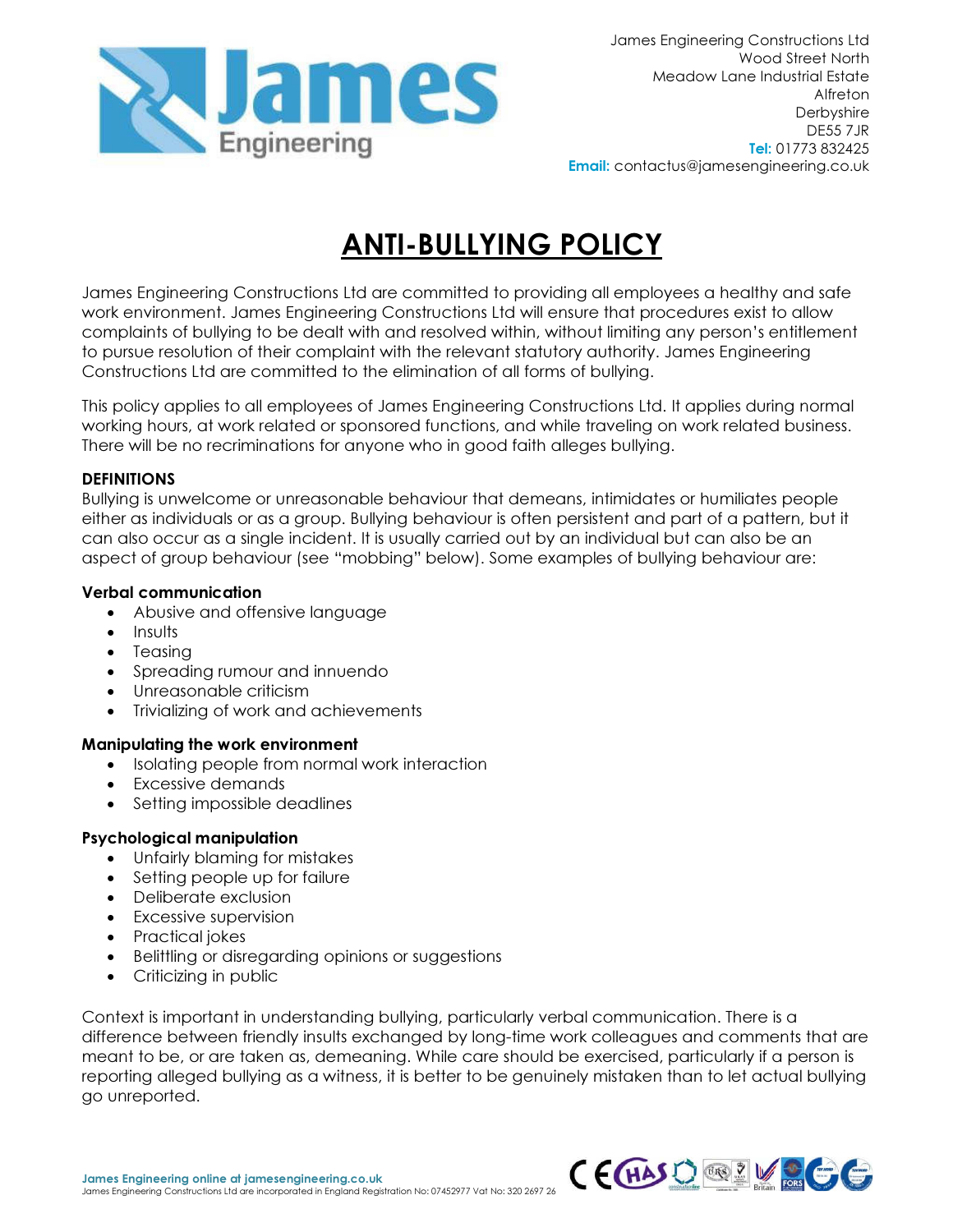James Engineering Constructions Ltd
Wood Street North
Meadow Lane Industrial Estate
Alfreton
Derbyshire
DE55 7JR
**Tel:** 01773 832425
**Email:** contactus@jamesengineering.co.uk

# ANTI-BULLYING POLICY

James Engineering Constructions Ltd are committed to providing all employees a healthy and safe work environment. James Engineering Constructions Ltd will ensure that procedures exist to allow complaints of bullying to be dealt with and resolved within, without limiting any person's entitlement to pursue resolution of their complaint with the relevant statutory authority. James Engineering Constructions Ltd are committed to the elimination of all forms of bullying.

This policy applies to all employees of James Engineering Constructions Ltd. It applies during normal working hours, at work related or sponsored functions, and while traveling on work related business. There will be no recriminations for anyone who in good faith alleges bullying.

**DEFINITIONS**
Bullying is unwelcome or unreasonable behaviour that demeans, intimidates or humiliates people either as individuals or as a group. Bullying behaviour is often persistent and part of a pattern, but it can also occur as a single incident. It is usually carried out by an individual but can also be an aspect of group behaviour (see "mobbing" below). Some examples of bullying behaviour are:

**Verbal communication**

- Abusive and offensive language
- Insults
- Teasing
- Spreading rumour and innuendo
- Unreasonable criticism
- Trivializing of work and achievements

**Manipulating the work environment**

- Isolating people from normal work interaction
- Excessive demands
- Setting impossible deadlines

**Psychological manipulation**

- Unfairly blaming for mistakes
- Setting people up for failure
- Deliberate exclusion
- Excessive supervision
- Practical jokes
- Belittling or disregarding opinions or suggestions
- Criticizing in public

Context is important in understanding bullying, particularly verbal communication. There is a difference between friendly insults exchanged by long-time work colleagues and comments that are meant to be, or are taken as, demeaning. While care should be exercised, particularly if a person is reporting alleged bullying as a witness, it is better to be genuinely mistaken than to let actual bullying go unreported.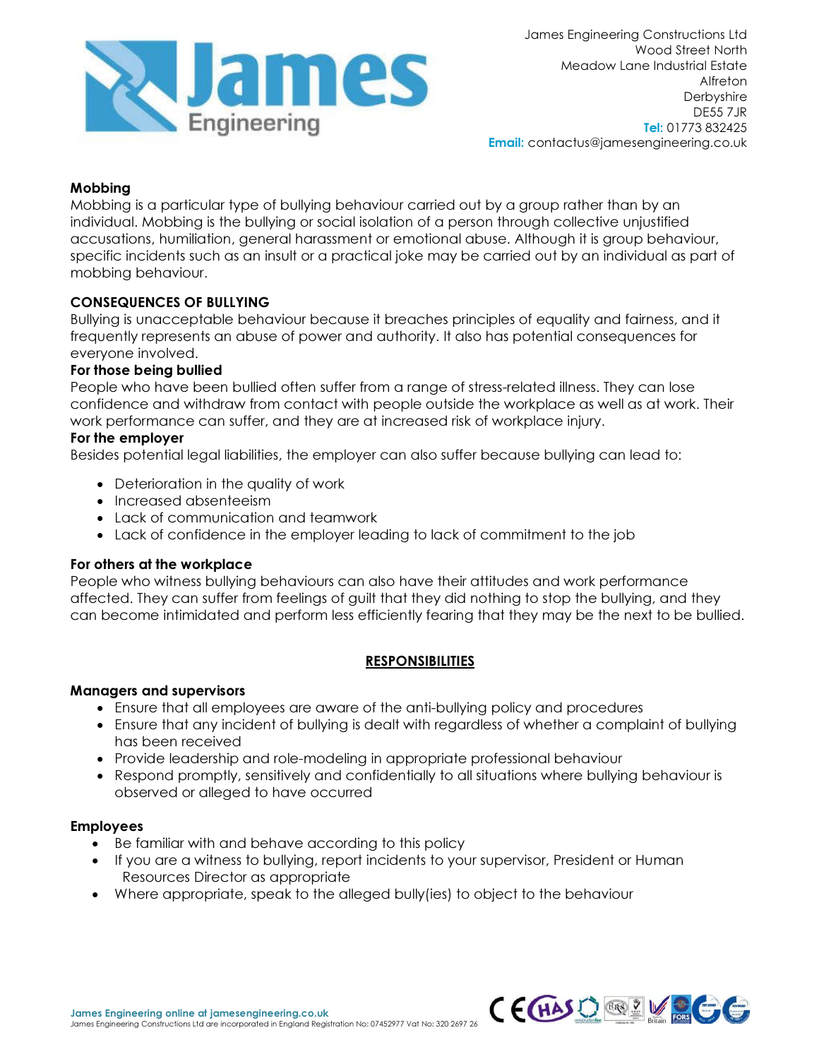**Mobbing**

Mobbing is a particular type of bullying behaviour carried out by a group rather than by an individual. Mobbing is the bullying or social isolation of a person through collective unjustified accusations, humiliation, general harassment or emotional abuse. Although it is group behaviour, specific incidents such as an insult or a practical joke may be carried out by an individual as part of mobbing behaviour.

**CONSEQUENCES OF BULLYING**

Bullying is unacceptable behaviour because it breaches principles of equality and fairness, and it frequently represents an abuse of power and authority. It also has potential consequences for everyone involved.

**For those being bullied**

People who have been bullied often suffer from a range of stress-related illness. They can lose confidence and withdraw from contact with people outside the workplace as well as at work. Their work performance can suffer, and they are at increased risk of workplace injury.

**For the employer**

Besides potential legal liabilities, the employer can also suffer because bullying can lead to:

- Deterioration in the quality of work
- Increased absenteeism
- Lack of communication and teamwork
- Lack of confidence in the employer leading to lack of commitment to the job

**For others at the workplace**

People who witness bullying behaviours can also have their attitudes and work performance affected. They can suffer from feelings of guilt that they did nothing to stop the bullying, and they can become intimidated and perform less efficiently fearing that they may be the next to be bullied.

## RESPONSIBILITIES

**Managers and supervisors**

- Ensure that all employees are aware of the anti-bullying policy and procedures
- Ensure that any incident of bullying is dealt with regardless of whether a complaint of bullying has been received
- Provide leadership and role-modeling in appropriate professional behaviour
- Respond promptly, sensitively and confidentially to all situations where bullying behaviour is observed or alleged to have occurred

**Employees**

- Be familiar with and behave according to this policy
- If you are a witness to bullying, report incidents to your supervisor, President or Human Resources Director as appropriate
- Where appropriate, speak to the alleged bully(ies) to object to the behaviour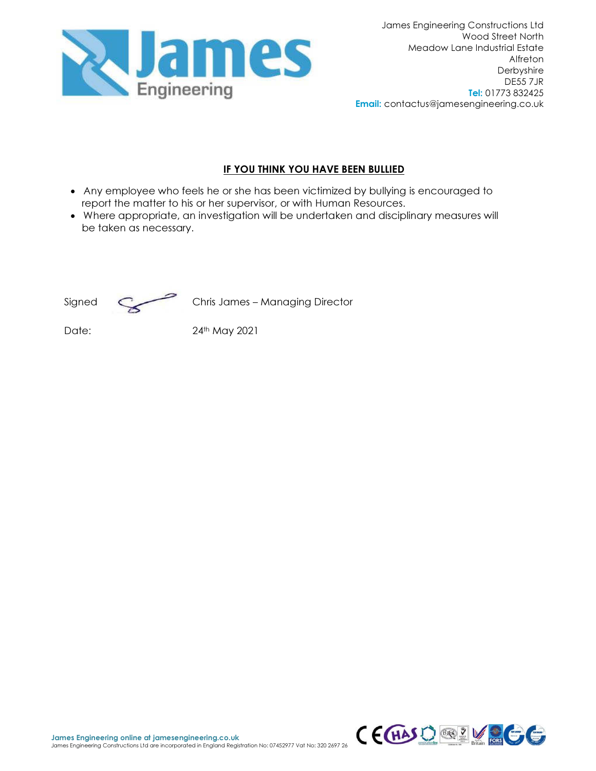James Engineering Constructions Ltd
Wood Street North
Meadow Lane Industrial Estate
Alfreton
Derbyshire
DE55 7JR
**Tel:** 01773 832425
**Email:** contactus@jamesengineering.co.uk

## IF YOU THINK YOU HAVE BEEN BULLIED

- Any employee who feels he or she has been victimized by bullying is encouraged to report the matter to his or her supervisor, or with Human Resources.
- Where appropriate, an investigation will be undertaken and disciplinary measures will be taken as necessary.

Signed Chris James – Managing Director

Date: 24th May 2021

**James Engineering online at jamesengineering.co.uk**
James Engineering Constructions Ltd are incorporated in England Registration No: 07452977 Vat No: 320 2697 26